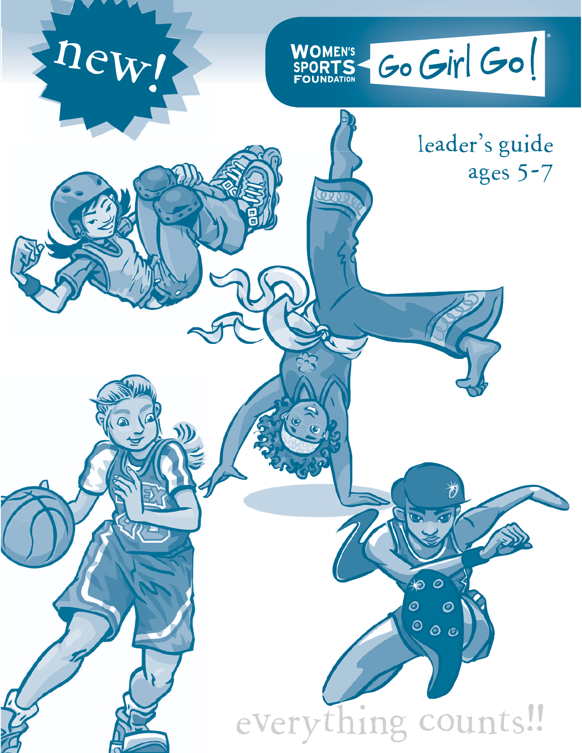new!

WOMEN'S SPORTS FOUNDATION

# Go Girl Go!

leader's guide
ages 5-7

everything counts!!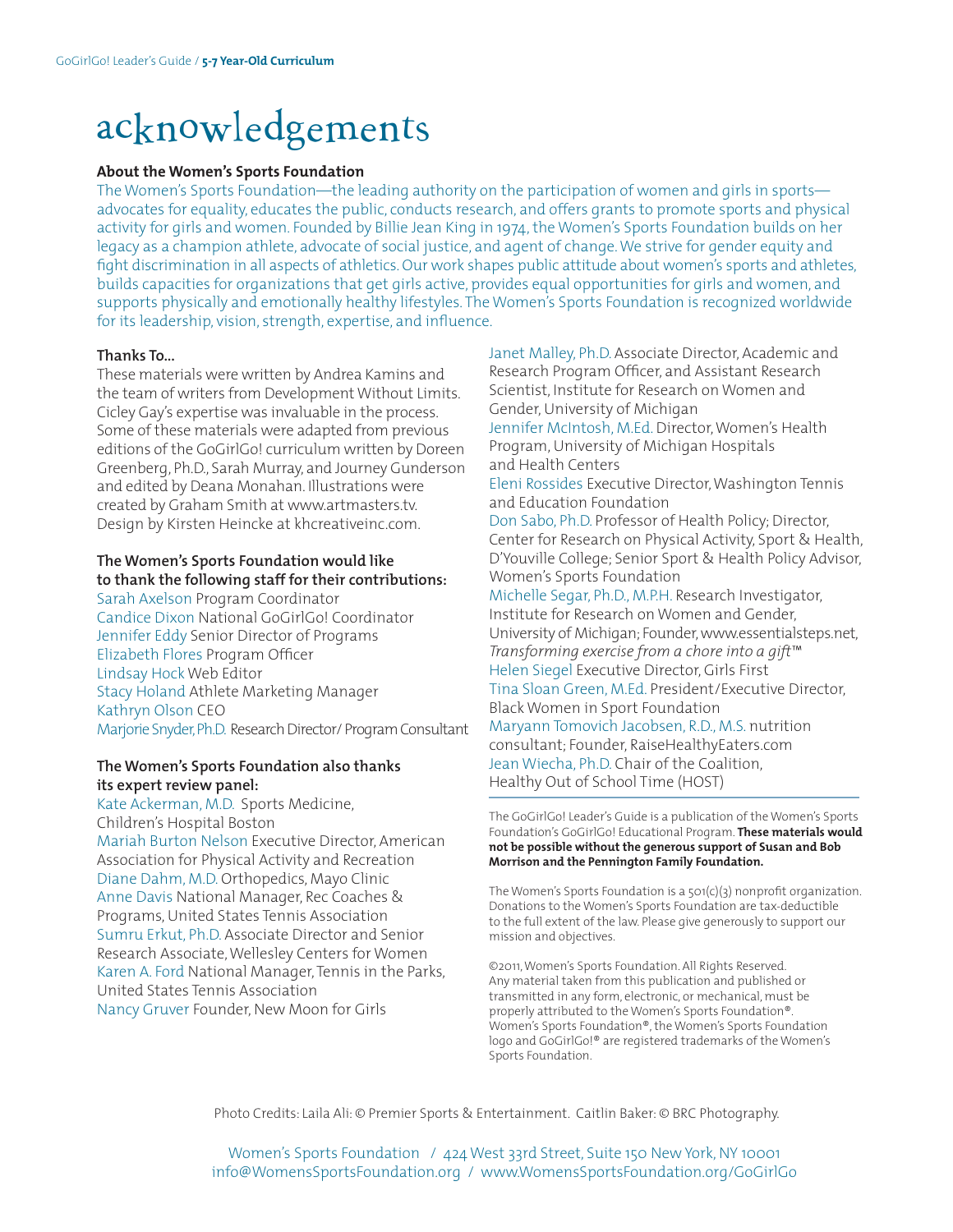# acknowledgements

**About the Women's Sports Foundation**

The Women's Sports Foundation—the leading authority on the participation of women and girls in sports—advocates for equality, educates the public, conducts research, and offers grants to promote sports and physical activity for girls and women. Founded by Billie Jean King in 1974, the Women's Sports Foundation builds on her legacy as a champion athlete, advocate of social justice, and agent of change. We strive for gender equity and fight discrimination in all aspects of athletics. Our work shapes public attitude about women's sports and athletes, builds capacities for organizations that get girls active, provides equal opportunities for girls and women, and supports physically and emotionally healthy lifestyles. The Women's Sports Foundation is recognized worldwide for its leadership, vision, strength, expertise, and influence.

**Thanks To...**

These materials were written by Andrea Kamins and the team of writers from Development Without Limits. Cicley Gay's expertise was invaluable in the process. Some of these materials were adapted from previous editions of the GoGirlGo! curriculum written by Doreen Greenberg, Ph.D., Sarah Murray, and Journey Gunderson and edited by Deana Monahan. Illustrations were created by Graham Smith at www.artmasters.tv. Design by Kirsten Heincke at khcreativeinc.com.

**The Women's Sports Foundation would like to thank the following staff for their contributions:**

Sarah Axelson Program Coordinator
Candice Dixon National GoGirlGo! Coordinator
Jennifer Eddy Senior Director of Programs
Elizabeth Flores Program Officer
Lindsay Hock Web Editor
Stacy Holand Athlete Marketing Manager
Kathryn Olson CEO
Marjorie Snyder, Ph.D. Research Director/ Program Consultant

**The Women's Sports Foundation also thanks its expert review panel:**

Kate Ackerman, M.D. Sports Medicine, Children's Hospital Boston
Mariah Burton Nelson Executive Director, American Association for Physical Activity and Recreation
Diane Dahm, M.D. Orthopedics, Mayo Clinic
Anne Davis National Manager, Rec Coaches & Programs, United States Tennis Association
Sumru Erkut, Ph.D. Associate Director and Senior Research Associate, Wellesley Centers for Women
Karen A. Ford National Manager, Tennis in the Parks, United States Tennis Association
Nancy Gruver Founder, New Moon for Girls
Janet Malley, Ph.D. Associate Director, Academic and Research Program Officer, and Assistant Research Scientist, Institute for Research on Women and Gender, University of Michigan
Jennifer McIntosh, M.Ed. Director, Women's Health Program, University of Michigan Hospitals and Health Centers
Eleni Rossides Executive Director, Washington Tennis and Education Foundation
Don Sabo, Ph.D. Professor of Health Policy; Director, Center for Research on Physical Activity, Sport & Health, D'Youville College; Senior Sport & Health Policy Advisor, Women's Sports Foundation
Michelle Segar, Ph.D., M.P.H. Research Investigator, Institute for Research on Women and Gender, University of Michigan; Founder, www.essentialsteps.net, *Transforming exercise from a chore into a gift*™
Helen Siegel Executive Director, Girls First
Tina Sloan Green, M.Ed. President/Executive Director, Black Women in Sport Foundation
Maryann Tomovich Jacobsen, R.D., M.S. nutrition consultant; Founder, RaiseHealthyEaters.com
Jean Wiecha, Ph.D. Chair of the Coalition, Healthy Out of School Time (HOST)

---

The GoGirlGo! Leader's Guide is a publication of the Women's Sports Foundation's GoGirlGo! Educational Program. **These materials would not be possible without the generous support of Susan and Bob Morrison and the Pennington Family Foundation.**

The Women's Sports Foundation is a 501(c)(3) nonprofit organization. Donations to the Women's Sports Foundation are tax-deductible to the full extent of the law. Please give generously to support our mission and objectives.

©2011, Women's Sports Foundation. All Rights Reserved. Any material taken from this publication and published or transmitted in any form, electronic, or mechanical, must be properly attributed to the Women's Sports Foundation®. Women's Sports Foundation®, the Women's Sports Foundation logo and GoGirlGo!® are registered trademarks of the Women's Sports Foundation.

Photo Credits: Laila Ali: © Premier Sports & Entertainment. Caitlin Baker: © BRC Photography.

Women's Sports Foundation / 424 West 33rd Street, Suite 150 New York, NY 10001
info@WomensSportsFoundation.org / www.WomensSportsFoundation.org/GoGirlGo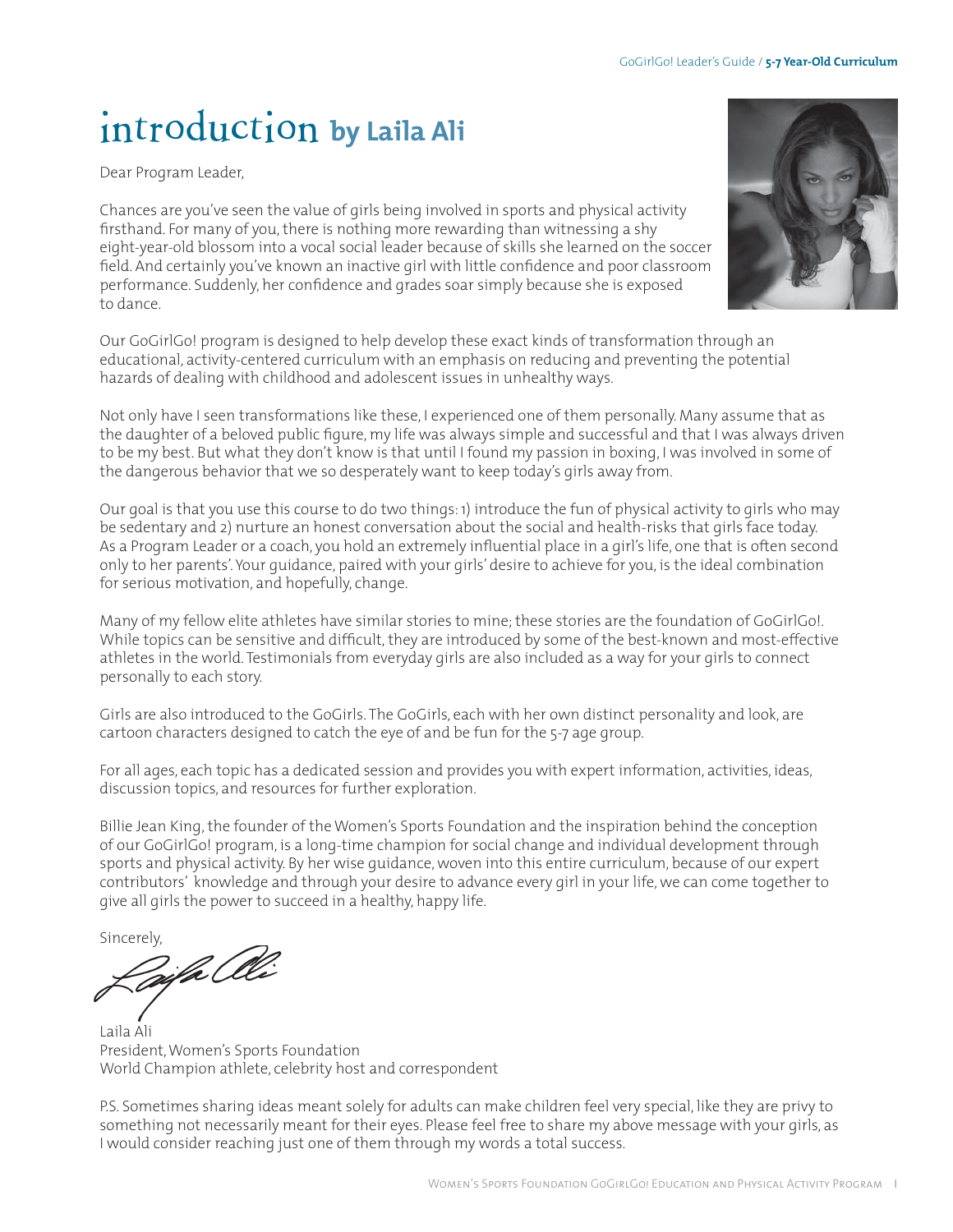# introduction by Laila Ali

Dear Program Leader,

Chances are you've seen the value of girls being involved in sports and physical activity firsthand. For many of you, there is nothing more rewarding than witnessing a shy eight-year-old blossom into a vocal social leader because of skills she learned on the soccer field. And certainly you've known an inactive girl with little confidence and poor classroom performance. Suddenly, her confidence and grades soar simply because she is exposed to dance.

Our GoGirlGo! program is designed to help develop these exact kinds of transformation through an educational, activity-centered curriculum with an emphasis on reducing and preventing the potential hazards of dealing with childhood and adolescent issues in unhealthy ways.

Not only have I seen transformations like these, I experienced one of them personally. Many assume that as the daughter of a beloved public figure, my life was always simple and successful and that I was always driven to be my best. But what they don't know is that until I found my passion in boxing, I was involved in some of the dangerous behavior that we so desperately want to keep today's girls away from.

Our goal is that you use this course to do two things: 1) introduce the fun of physical activity to girls who may be sedentary and 2) nurture an honest conversation about the social and health-risks that girls face today. As a Program Leader or a coach, you hold an extremely influential place in a girl's life, one that is often second only to her parents'. Your guidance, paired with your girls' desire to achieve for you, is the ideal combination for serious motivation, and hopefully, change.

Many of my fellow elite athletes have similar stories to mine; these stories are the foundation of GoGirlGo!. While topics can be sensitive and difficult, they are introduced by some of the best-known and most-effective athletes in the world. Testimonials from everyday girls are also included as a way for your girls to connect personally to each story.

Girls are also introduced to the GoGirls. The GoGirls, each with her own distinct personality and look, are cartoon characters designed to catch the eye of and be fun for the 5-7 age group.

For all ages, each topic has a dedicated session and provides you with expert information, activities, ideas, discussion topics, and resources for further exploration.

Billie Jean King, the founder of the Women's Sports Foundation and the inspiration behind the conception of our GoGirlGo! program, is a long-time champion for social change and individual development through sports and physical activity. By her wise guidance, woven into this entire curriculum, because of our expert contributors' knowledge and through your desire to advance every girl in your life, we can come together to give all girls the power to succeed in a healthy, happy life.

Sincerely,

Laila Ali
President, Women's Sports Foundation
World Champion athlete, celebrity host and correspondent

P.S. Sometimes sharing ideas meant solely for adults can make children feel very special, like they are privy to something not necessarily meant for their eyes. Please feel free to share my above message with your girls, as I would consider reaching just one of them through my words a total success.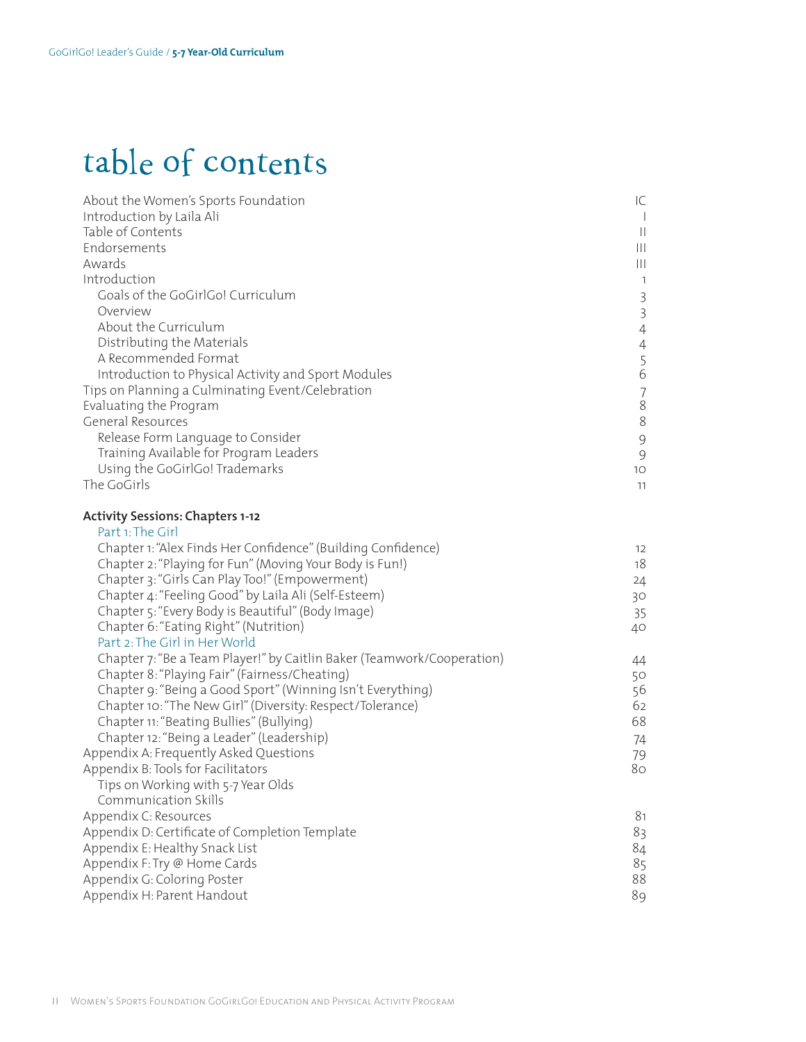# table of contents

| | |
|---|---|
| About the Women's Sports Foundation | IC |
| Introduction by Laila Ali | I |
| Table of Contents | II |
| Endorsements | III |
| Awards | III |
| Introduction | 1 |
| Goals of the GoGirlGo! Curriculum | 3 |
| Overview | 3 |
| About the Curriculum | 4 |
| Distributing the Materials | 4 |
| A Recommended Format | 5 |
| Introduction to Physical Activity and Sport Modules | 6 |
| Tips on Planning a Culminating Event/Celebration | 7 |
| Evaluating the Program | 8 |
| General Resources | 8 |
| Release Form Language to Consider | 9 |
| Training Available for Program Leaders | 9 |
| Using the GoGirlGo! Trademarks | 10 |
| The GoGirls | 11 |

**Activity Sessions: Chapters 1-12**

Part 1: The Girl

| | |
|---|---|
| Chapter 1: "Alex Finds Her Confidence" (Building Confidence) | 12 |
| Chapter 2: "Playing for Fun" (Moving Your Body is Fun!) | 18 |
| Chapter 3: "Girls Can Play Too!" (Empowerment) | 24 |
| Chapter 4: "Feeling Good" by Laila Ali (Self-Esteem) | 30 |
| Chapter 5: "Every Body is Beautiful" (Body Image) | 35 |
| Chapter 6: "Eating Right" (Nutrition) | 40 |

Part 2: The Girl in Her World

| | |
|---|---|
| Chapter 7: "Be a Team Player!" by Caitlin Baker (Teamwork/Cooperation) | 44 |
| Chapter 8: "Playing Fair" (Fairness/Cheating) | 50 |
| Chapter 9: "Being a Good Sport" (Winning Isn't Everything) | 56 |
| Chapter 10: "The New Girl" (Diversity: Respect/Tolerance) | 62 |
| Chapter 11: "Beating Bullies" (Bullying) | 68 |
| Chapter 12: "Being a Leader" (Leadership) | 74 |
| Appendix A: Frequently Asked Questions | 79 |
| Appendix B: Tools for Facilitators | 80 |
| Tips on Working with 5-7 Year Olds | |
| Communication Skills | |
| Appendix C: Resources | 81 |
| Appendix D: Certificate of Completion Template | 83 |
| Appendix E: Healthy Snack List | 84 |
| Appendix F: Try @ Home Cards | 85 |
| Appendix G: Coloring Poster | 88 |
| Appendix H: Parent Handout | 89 |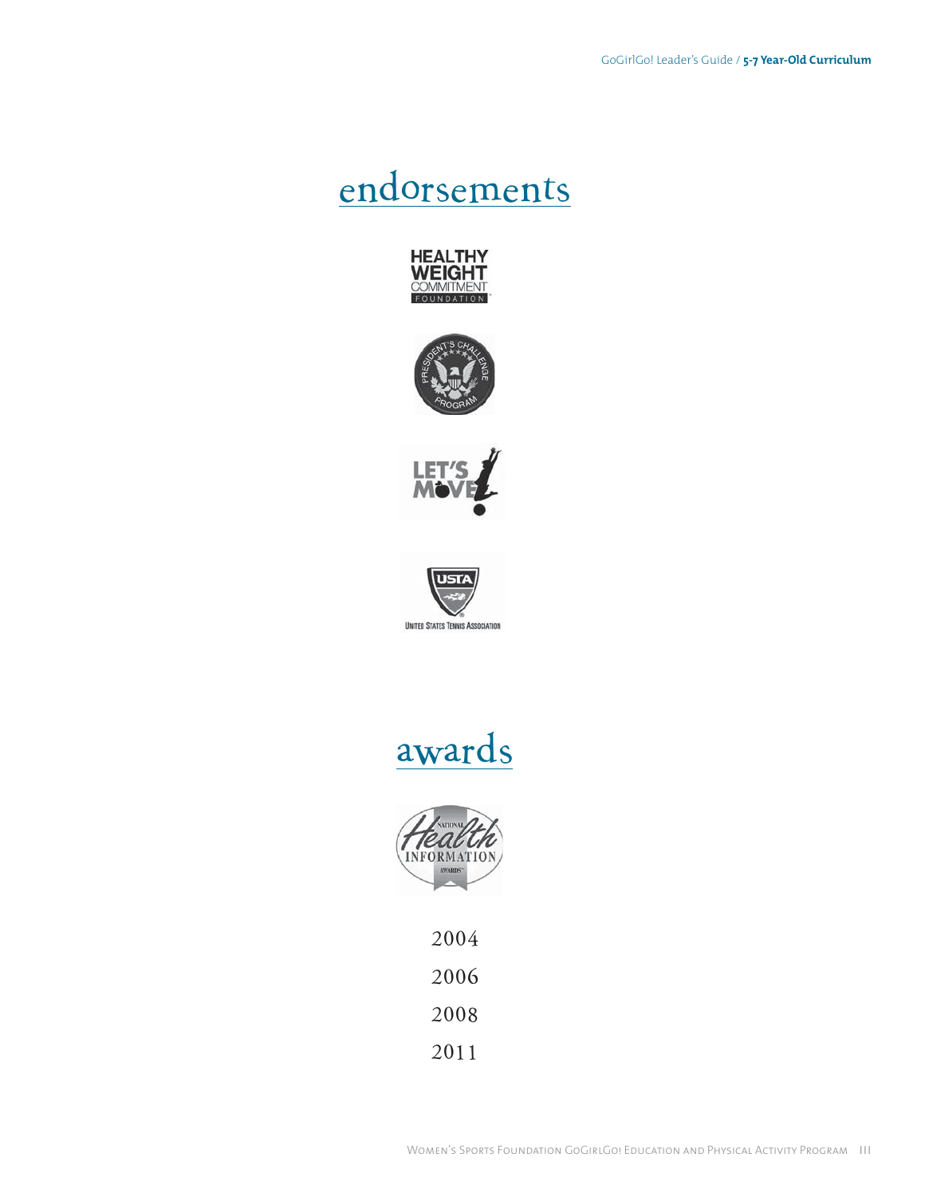# endorsements

HEALTHY WEIGHT COMMITMENT FOUNDATION

PRESIDENT'S CHALLENGE PROGRAM

LET'S MOVE

USTA
UNITED STATES TENNIS ASSOCIATION

# awards

NATIONAL Health INFORMATION AWARDS

2004

2006

2008

2011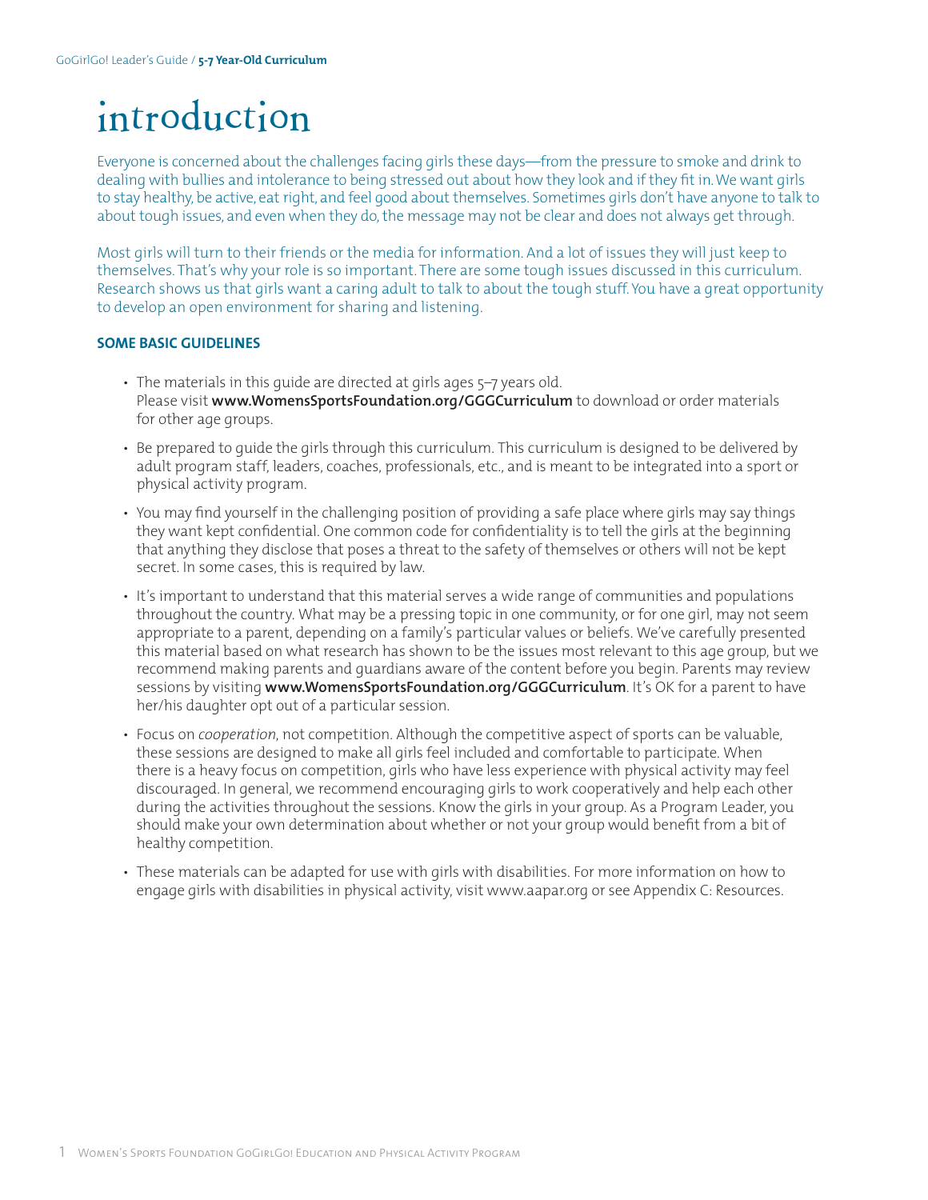# introduction

Everyone is concerned about the challenges facing girls these days—from the pressure to smoke and drink to dealing with bullies and intolerance to being stressed out about how they look and if they fit in. We want girls to stay healthy, be active, eat right, and feel good about themselves. Sometimes girls don't have anyone to talk to about tough issues, and even when they do, the message may not be clear and does not always get through.

Most girls will turn to their friends or the media for information. And a lot of issues they will just keep to themselves. That's why your role is so important. There are some tough issues discussed in this curriculum. Research shows us that girls want a caring adult to talk to about the tough stuff. You have a great opportunity to develop an open environment for sharing and listening.

**SOME BASIC GUIDELINES**

- The materials in this guide are directed at girls ages 5–7 years old. Please visit **www.WomensSportsFoundation.org/GGGCurriculum** to download or order materials for other age groups.
- Be prepared to guide the girls through this curriculum. This curriculum is designed to be delivered by adult program staff, leaders, coaches, professionals, etc., and is meant to be integrated into a sport or physical activity program.
- You may find yourself in the challenging position of providing a safe place where girls may say things they want kept confidential. One common code for confidentiality is to tell the girls at the beginning that anything they disclose that poses a threat to the safety of themselves or others will not be kept secret. In some cases, this is required by law.
- It's important to understand that this material serves a wide range of communities and populations throughout the country. What may be a pressing topic in one community, or for one girl, may not seem appropriate to a parent, depending on a family's particular values or beliefs. We've carefully presented this material based on what research has shown to be the issues most relevant to this age group, but we recommend making parents and guardians aware of the content before you begin. Parents may review sessions by visiting **www.WomensSportsFoundation.org/GGGCurriculum**. It's OK for a parent to have her/his daughter opt out of a particular session.
- Focus on *cooperation*, not competition. Although the competitive aspect of sports can be valuable, these sessions are designed to make all girls feel included and comfortable to participate. When there is a heavy focus on competition, girls who have less experience with physical activity may feel discouraged. In general, we recommend encouraging girls to work cooperatively and help each other during the activities throughout the sessions. Know the girls in your group. As a Program Leader, you should make your own determination about whether or not your group would benefit from a bit of healthy competition.
- These materials can be adapted for use with girls with disabilities. For more information on how to engage girls with disabilities in physical activity, visit www.aapar.org or see Appendix C: Resources.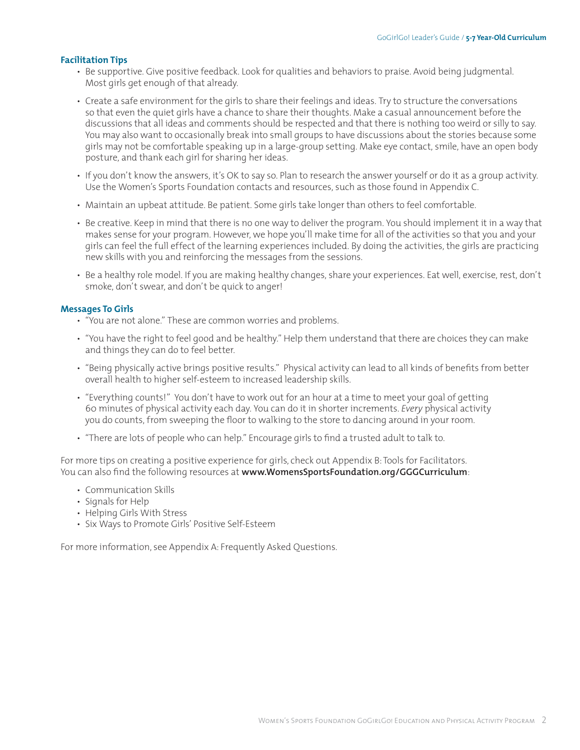### Facilitation Tips

- Be supportive. Give positive feedback. Look for qualities and behaviors to praise. Avoid being judgmental. Most girls get enough of that already.
- Create a safe environment for the girls to share their feelings and ideas. Try to structure the conversations so that even the quiet girls have a chance to share their thoughts. Make a casual announcement before the discussions that all ideas and comments should be respected and that there is nothing too weird or silly to say. You may also want to occasionally break into small groups to have discussions about the stories because some girls may not be comfortable speaking up in a large-group setting. Make eye contact, smile, have an open body posture, and thank each girl for sharing her ideas.
- If you don't know the answers, it's OK to say so. Plan to research the answer yourself or do it as a group activity. Use the Women's Sports Foundation contacts and resources, such as those found in Appendix C.
- Maintain an upbeat attitude. Be patient. Some girls take longer than others to feel comfortable.
- Be creative. Keep in mind that there is no one way to deliver the program. You should implement it in a way that makes sense for your program. However, we hope you'll make time for all of the activities so that you and your girls can feel the full effect of the learning experiences included. By doing the activities, the girls are practicing new skills with you and reinforcing the messages from the sessions.
- Be a healthy role model. If you are making healthy changes, share your experiences. Eat well, exercise, rest, don't smoke, don't swear, and don't be quick to anger!

### Messages To Girls

- "You are not alone." These are common worries and problems.
- "You have the right to feel good and be healthy." Help them understand that there are choices they can make and things they can do to feel better.
- "Being physically active brings positive results." Physical activity can lead to all kinds of benefits from better overall health to higher self-esteem to increased leadership skills.
- "Everything counts!" You don't have to work out for an hour at a time to meet your goal of getting 60 minutes of physical activity each day. You can do it in shorter increments. *Every* physical activity you do counts, from sweeping the floor to walking to the store to dancing around in your room.
- "There are lots of people who can help." Encourage girls to find a trusted adult to talk to.

For more tips on creating a positive experience for girls, check out Appendix B: Tools for Facilitators. You can also find the following resources at **www.WomensSportsFoundation.org/GGGCurriculum**:

- Communication Skills
- Signals for Help
- Helping Girls With Stress
- Six Ways to Promote Girls' Positive Self-Esteem

For more information, see Appendix A: Frequently Asked Questions.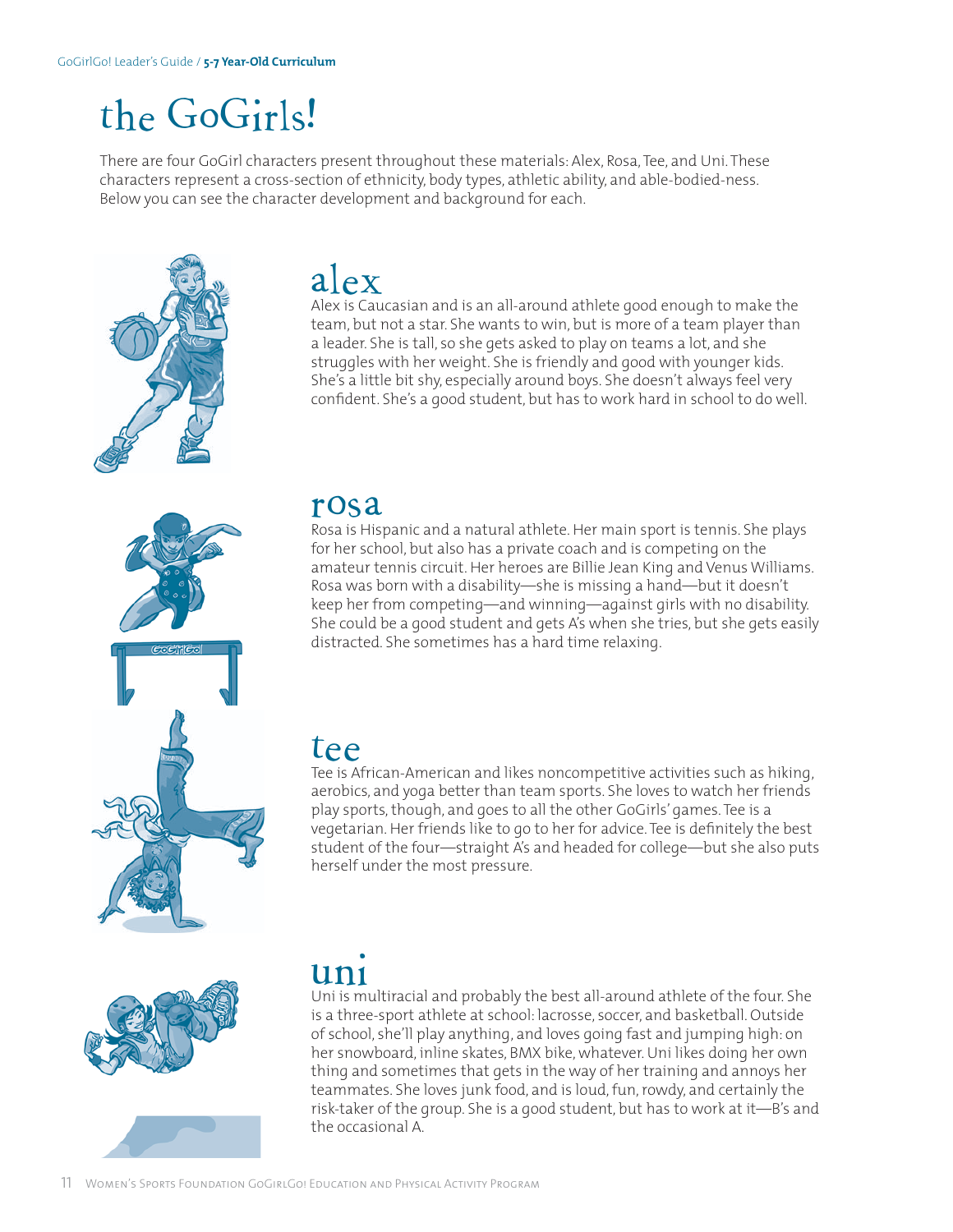# the GoGirls!

There are four GoGirl characters present throughout these materials: Alex, Rosa, Tee, and Uni. These characters represent a cross-section of ethnicity, body types, athletic ability, and able-bodied-ness. Below you can see the character development and background for each.

## alex

Alex is Caucasian and is an all-around athlete good enough to make the team, but not a star. She wants to win, but is more of a team player than a leader. She is tall, so she gets asked to play on teams a lot, and she struggles with her weight. She is friendly and good with younger kids. She's a little bit shy, especially around boys. She doesn't always feel very confident. She's a good student, but has to work hard in school to do well.

## rosa

Rosa is Hispanic and a natural athlete. Her main sport is tennis. She plays for her school, but also has a private coach and is competing on the amateur tennis circuit. Her heroes are Billie Jean King and Venus Williams. Rosa was born with a disability—she is missing a hand—but it doesn't keep her from competing—and winning—against girls with no disability. She could be a good student and gets A's when she tries, but she gets easily distracted. She sometimes has a hard time relaxing.

## tee

Tee is African-American and likes noncompetitive activities such as hiking, aerobics, and yoga better than team sports. She loves to watch her friends play sports, though, and goes to all the other GoGirls' games. Tee is a vegetarian. Her friends like to go to her for advice. Tee is definitely the best student of the four—straight A's and headed for college—but she also puts herself under the most pressure.

## uni

Uni is multiracial and probably the best all-around athlete of the four. She is a three-sport athlete at school: lacrosse, soccer, and basketball. Outside of school, she'll play anything, and loves going fast and jumping high: on her snowboard, inline skates, BMX bike, whatever. Uni likes doing her own thing and sometimes that gets in the way of her training and annoys her teammates. She loves junk food, and is loud, fun, rowdy, and certainly the risk-taker of the group. She is a good student, but has to work at it—B's and the occasional A.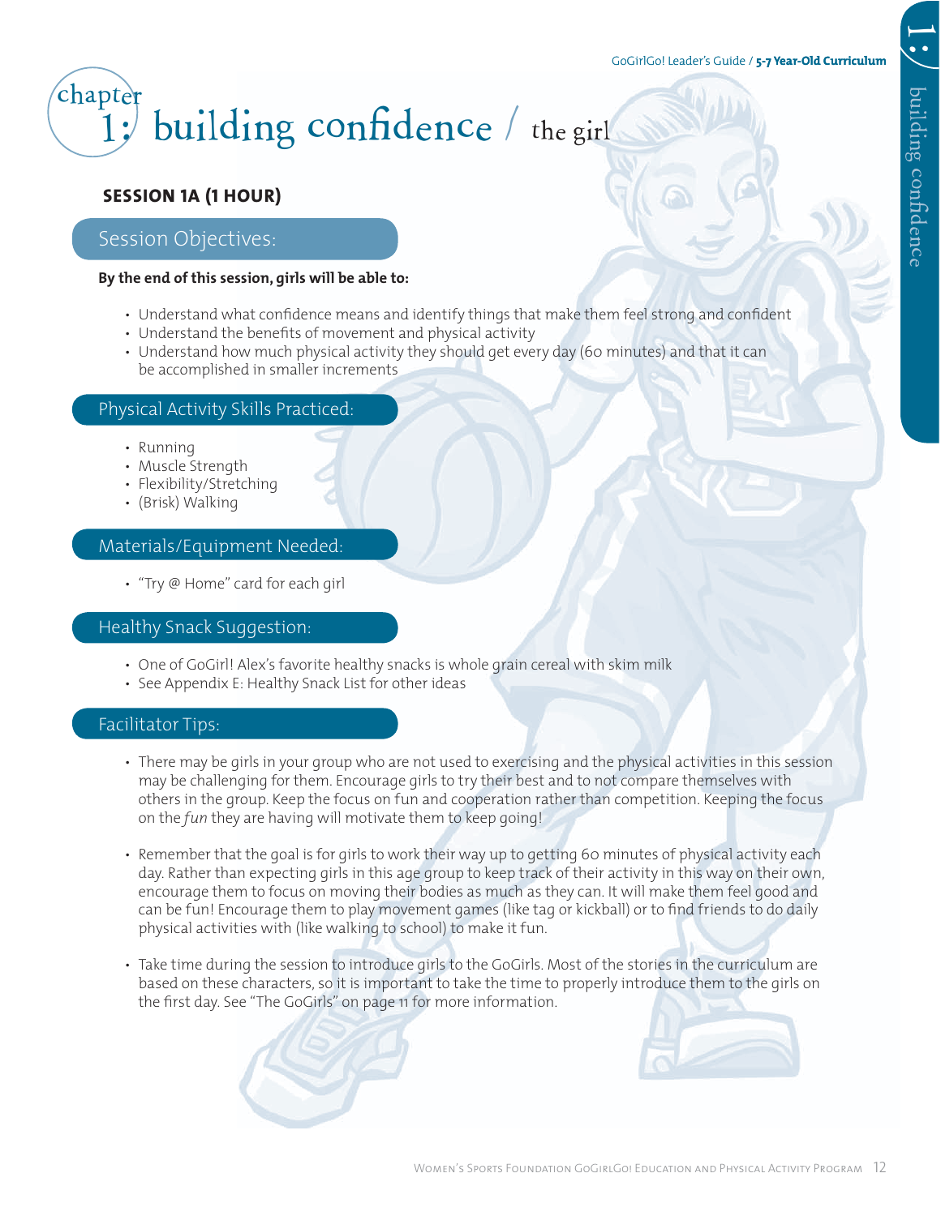# chapter 1: building confidence / the girl

## SESSION 1A (1 HOUR)

### Session Objectives:

**By the end of this session, girls will be able to:**

- Understand what confidence means and identify things that make them feel strong and confident
- Understand the benefits of movement and physical activity
- Understand how much physical activity they should get every day (60 minutes) and that it can be accomplished in smaller increments

### Physical Activity Skills Practiced:

- Running
- Muscle Strength
- Flexibility/Stretching
- (Brisk) Walking

### Materials/Equipment Needed:

- "Try @ Home" card for each girl

### Healthy Snack Suggestion:

- One of GoGirl! Alex's favorite healthy snacks is whole grain cereal with skim milk
- See Appendix E: Healthy Snack List for other ideas

### Facilitator Tips:

- There may be girls in your group who are not used to exercising and the physical activities in this session may be challenging for them. Encourage girls to try their best and to not compare themselves with others in the group. Keep the focus on fun and cooperation rather than competition. Keeping the focus on the *fun* they are having will motivate them to keep going!

- Remember that the goal is for girls to work their way up to getting 60 minutes of physical activity each day. Rather than expecting girls in this age group to keep track of their activity in this way on their own, encourage them to focus on moving their bodies as much as they can. It will make them feel good and can be fun! Encourage them to play movement games (like tag or kickball) or to find friends to do daily physical activities with (like walking to school) to make it fun.

- Take time during the session to introduce girls to the GoGirls. Most of the stories in the curriculum are based on these characters, so it is important to take the time to properly introduce them to the girls on the first day. See "The GoGirls" on page 11 for more information.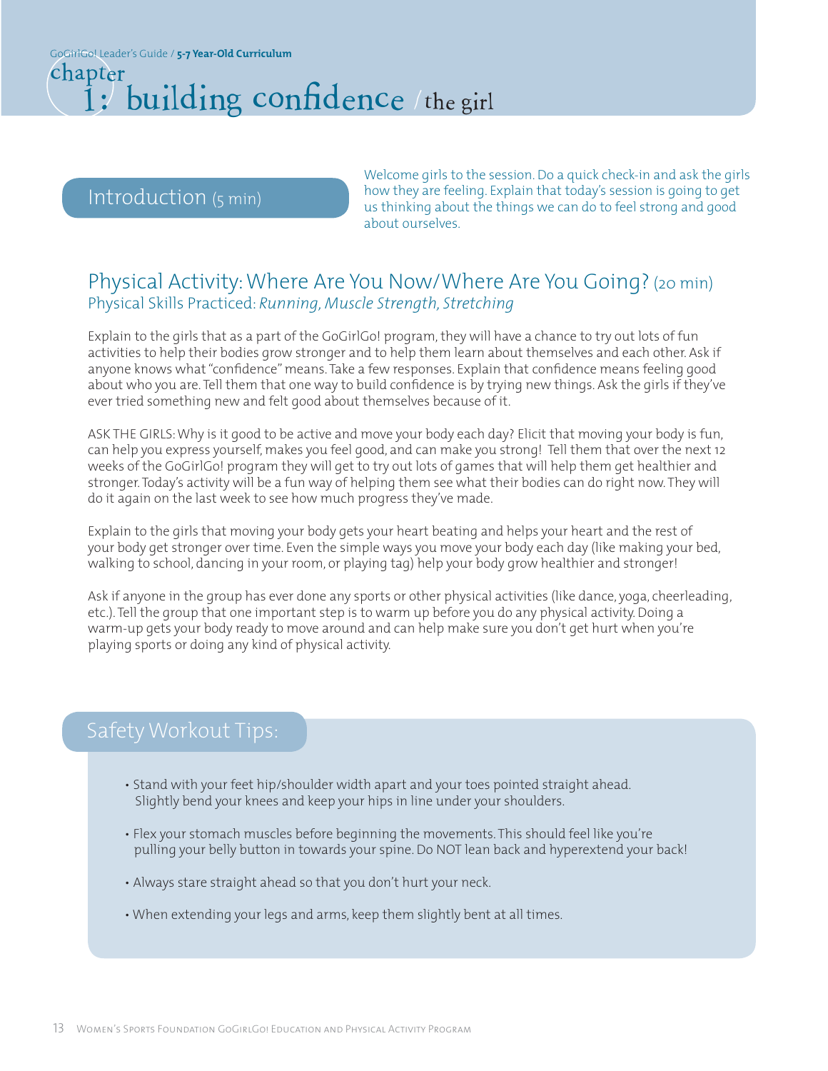# chapter 1: building confidence / the girl

## Introduction (5 min)

Welcome girls to the session. Do a quick check-in and ask the girls how they are feeling. Explain that today's session is going to get us thinking about the things we can do to feel strong and good about ourselves.

## Physical Activity: Where Are You Now/Where Are You Going? (20 min)

Physical Skills Practiced: *Running, Muscle Strength, Stretching*

Explain to the girls that as a part of the GoGirlGo! program, they will have a chance to try out lots of fun activities to help their bodies grow stronger and to help them learn about themselves and each other. Ask if anyone knows what "confidence" means. Take a few responses. Explain that confidence means feeling good about who you are. Tell them that one way to build confidence is by trying new things. Ask the girls if they've ever tried something new and felt good about themselves because of it.

ASK THE GIRLS: Why is it good to be active and move your body each day? Elicit that moving your body is fun, can help you express yourself, makes you feel good, and can make you strong! Tell them that over the next 12 weeks of the GoGirlGo! program they will get to try out lots of games that will help them get healthier and stronger. Today's activity will be a fun way of helping them see what their bodies can do right now. They will do it again on the last week to see how much progress they've made.

Explain to the girls that moving your body gets your heart beating and helps your heart and the rest of your body get stronger over time. Even the simple ways you move your body each day (like making your bed, walking to school, dancing in your room, or playing tag) help your body grow healthier and stronger!

Ask if anyone in the group has ever done any sports or other physical activities (like dance, yoga, cheerleading, etc.). Tell the group that one important step is to warm up before you do any physical activity. Doing a warm-up gets your body ready to move around and can help make sure you don't get hurt when you're playing sports or doing any kind of physical activity.

## Safety Workout Tips:

- Stand with your feet hip/shoulder width apart and your toes pointed straight ahead. Slightly bend your knees and keep your hips in line under your shoulders.
- Flex your stomach muscles before beginning the movements. This should feel like you're pulling your belly button in towards your spine. Do NOT lean back and hyperextend your back!
- Always stare straight ahead so that you don't hurt your neck.
- When extending your legs and arms, keep them slightly bent at all times.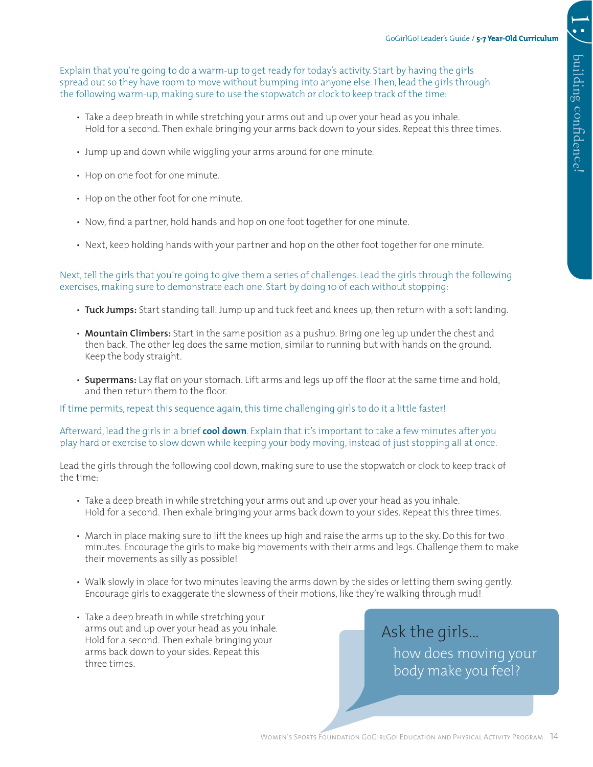Explain that you're going to do a warm-up to get ready for today's activity. Start by having the girls spread out so they have room to move without bumping into anyone else. Then, lead the girls through the following warm-up, making sure to use the stopwatch or clock to keep track of the time:

- Take a deep breath in while stretching your arms out and up over your head as you inhale. Hold for a second. Then exhale bringing your arms back down to your sides. Repeat this three times.
- Jump up and down while wiggling your arms around for one minute.
- Hop on one foot for one minute.
- Hop on the other foot for one minute.
- Now, find a partner, hold hands and hop on one foot together for one minute.
- Next, keep holding hands with your partner and hop on the other foot together for one minute.

Next, tell the girls that you're going to give them a series of challenges. Lead the girls through the following exercises, making sure to demonstrate each one. Start by doing 10 of each without stopping:

- **Tuck Jumps:** Start standing tall. Jump up and tuck feet and knees up, then return with a soft landing.
- **Mountain Climbers:** Start in the same position as a pushup. Bring one leg up under the chest and then back. The other leg does the same motion, similar to running but with hands on the ground. Keep the body straight.
- **Supermans:** Lay flat on your stomach. Lift arms and legs up off the floor at the same time and hold, and then return them to the floor.

If time permits, repeat this sequence again, this time challenging girls to do it a little faster!

Afterward, lead the girls in a brief **cool down**. Explain that it's important to take a few minutes after you play hard or exercise to slow down while keeping your body moving, instead of just stopping all at once.

Lead the girls through the following cool down, making sure to use the stopwatch or clock to keep track of the time:

- Take a deep breath in while stretching your arms out and up over your head as you inhale. Hold for a second. Then exhale bringing your arms back down to your sides. Repeat this three times.
- March in place making sure to lift the knees up high and raise the arms up to the sky. Do this for two minutes. Encourage the girls to make big movements with their arms and legs. Challenge them to make their movements as silly as possible!
- Walk slowly in place for two minutes leaving the arms down by the sides or letting them swing gently. Encourage girls to exaggerate the slowness of their motions, like they're walking through mud!
- Take a deep breath in while stretching your arms out and up over your head as you inhale. Hold for a second. Then exhale bringing your arms back down to your sides. Repeat this three times.

Ask the girls...
how does moving your body make you feel?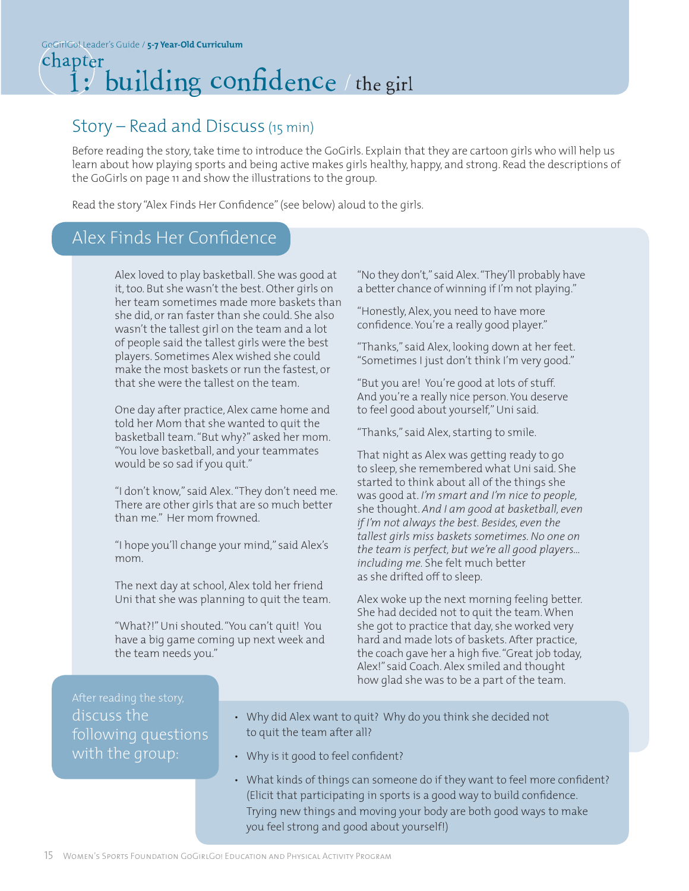# chapter 1: building confidence / the girl

## Story – Read and Discuss (15 min)

Before reading the story, take time to introduce the GoGirls. Explain that they are cartoon girls who will help us learn about how playing sports and being active makes girls healthy, happy, and strong. Read the descriptions of the GoGirls on page 11 and show the illustrations to the group.

Read the story "Alex Finds Her Confidence" (see below) aloud to the girls.

### Alex Finds Her Confidence

Alex loved to play basketball. She was good at it, too. But she wasn't the best. Other girls on her team sometimes made more baskets than she did, or ran faster than she could. She also wasn't the tallest girl on the team and a lot of people said the tallest girls were the best players. Sometimes Alex wished she could make the most baskets or run the fastest, or that she were the tallest on the team.

One day after practice, Alex came home and told her Mom that she wanted to quit the basketball team. "But why?" asked her mom. "You love basketball, and your teammates would be so sad if you quit."

"I don't know," said Alex. "They don't need me. There are other girls that are so much better than me." Her mom frowned.

"I hope you'll change your mind," said Alex's mom.

The next day at school, Alex told her friend Uni that she was planning to quit the team.

"What?!" Uni shouted. "You can't quit! You have a big game coming up next week and the team needs you."

"No they don't," said Alex. "They'll probably have a better chance of winning if I'm not playing."

"Honestly, Alex, you need to have more confidence. You're a really good player."

"Thanks," said Alex, looking down at her feet. "Sometimes I just don't think I'm very good."

"But you are! You're good at lots of stuff. And you're a really nice person. You deserve to feel good about yourself," Uni said.

"Thanks," said Alex, starting to smile.

That night as Alex was getting ready to go to sleep, she remembered what Uni said. She started to think about all of the things she was good at. *I'm smart and I'm nice to people,* she thought. *And I am good at basketball, even if I'm not always the best. Besides, even the tallest girls miss baskets sometimes. No one on the team is perfect, but we're all good players... including me.* She felt much better as she drifted off to sleep.

Alex woke up the next morning feeling better. She had decided not to quit the team. When she got to practice that day, she worked very hard and made lots of baskets. After practice, the coach gave her a high five. "Great job today, Alex!" said Coach. Alex smiled and thought how glad she was to be a part of the team.

**After reading the story, discuss the following questions with the group:**

- Why did Alex want to quit? Why do you think she decided not to quit the team after all?
- Why is it good to feel confident?
- What kinds of things can someone do if they want to feel more confident? (Elicit that participating in sports is a good way to build confidence. Trying new things and moving your body are both good ways to make you feel strong and good about yourself!)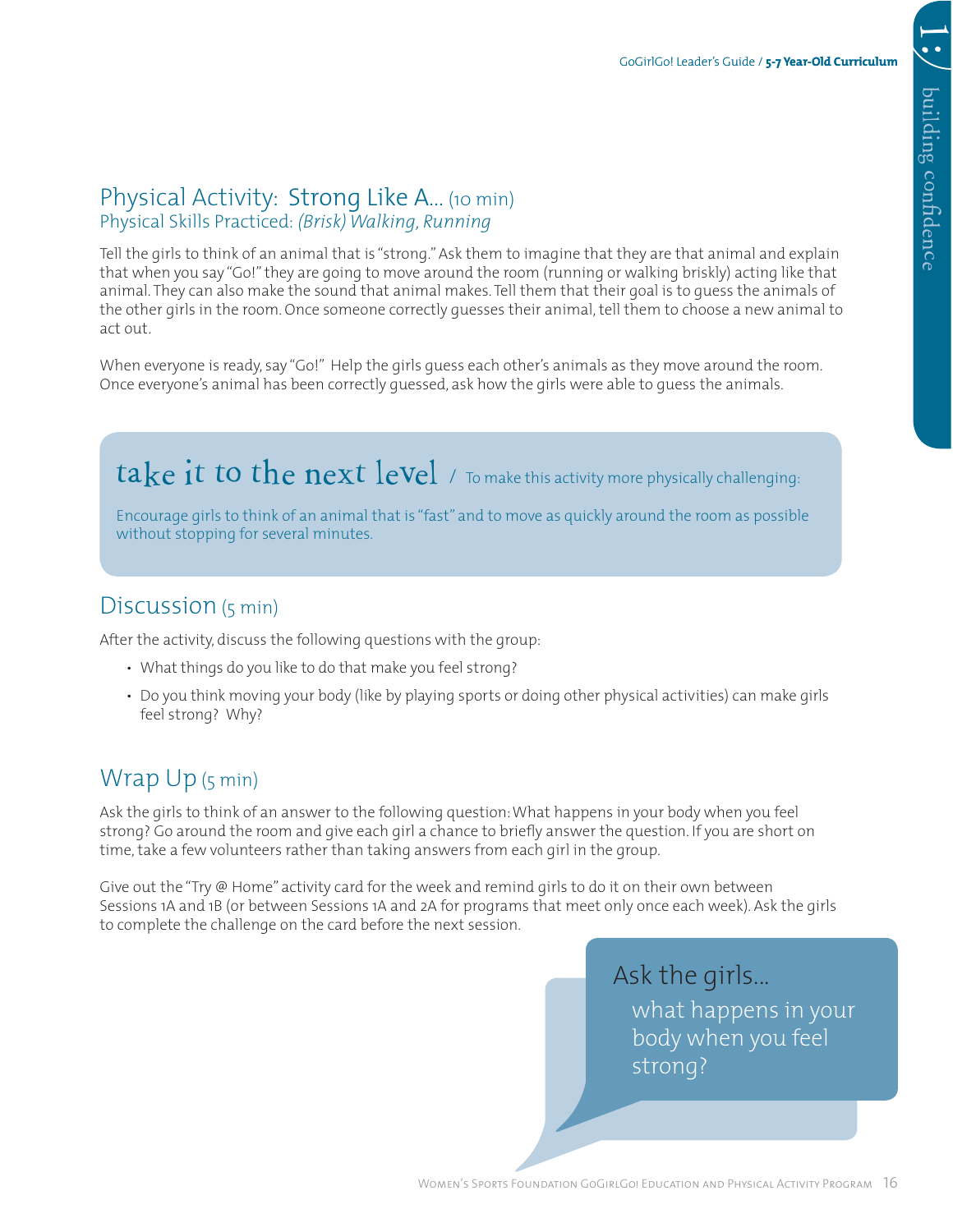## Physical Activity: Strong Like A... (10 min)

Physical Skills Practiced: *(Brisk) Walking, Running*

Tell the girls to think of an animal that is "strong." Ask them to imagine that they are that animal and explain that when you say "Go!" they are going to move around the room (running or walking briskly) acting like that animal. They can also make the sound that animal makes. Tell them that their goal is to guess the animals of the other girls in the room. Once someone correctly guesses their animal, tell them to choose a new animal to act out.

When everyone is ready, say "Go!" Help the girls guess each other's animals as they move around the room. Once everyone's animal has been correctly guessed, ask how the girls were able to guess the animals.

> **take it to the next level** / To make this activity more physically challenging:
>
> Encourage girls to think of an animal that is "fast" and to move as quickly around the room as possible without stopping for several minutes.

## Discussion (5 min)

After the activity, discuss the following questions with the group:

- What things do you like to do that make you feel strong?
- Do you think moving your body (like by playing sports or doing other physical activities) can make girls feel strong? Why?

## Wrap Up (5 min)

Ask the girls to think of an answer to the following question: What happens in your body when you feel strong? Go around the room and give each girl a chance to briefly answer the question. If you are short on time, take a few volunteers rather than taking answers from each girl in the group.

Give out the "Try @ Home" activity card for the week and remind girls to do it on their own between Sessions 1A and 1B (or between Sessions 1A and 2A for programs that meet only once each week). Ask the girls to complete the challenge on the card before the next session.

> Ask the girls...
>
> what happens in your body when you feel strong?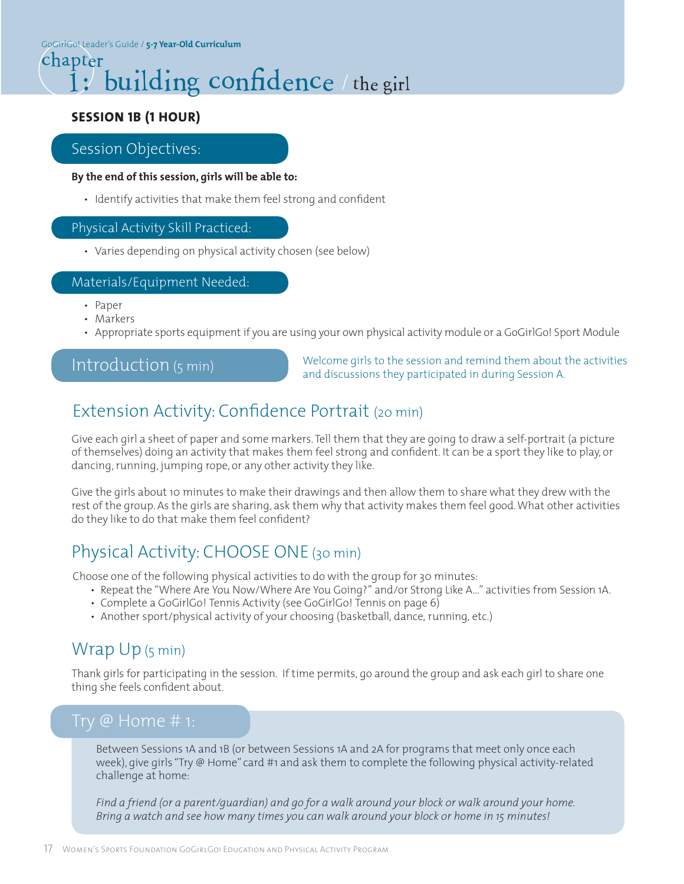# chapter 1: building confidence / the girl

## SESSION 1B (1 HOUR)

### Session Objectives:

**By the end of this session, girls will be able to:**

- Identify activities that make them feel strong and confident

### Physical Activity Skill Practiced:

- Varies depending on physical activity chosen (see below)

### Materials/Equipment Needed:

- Paper
- Markers
- Appropriate sports equipment if you are using your own physical activity module or a GoGirlGo! Sport Module

### Introduction (5 min)

Welcome girls to the session and remind them about the activities and discussions they participated in during Session A.

## Extension Activity: Confidence Portrait (20 min)

Give each girl a sheet of paper and some markers. Tell them that they are going to draw a self-portrait (a picture of themselves) doing an activity that makes them feel strong and confident. It can be a sport they like to play, or dancing, running, jumping rope, or any other activity they like.

Give the girls about 10 minutes to make their drawings and then allow them to share what they drew with the rest of the group. As the girls are sharing, ask them why that activity makes them feel good. What other activities do they like to do that make them feel confident?

## Physical Activity: CHOOSE ONE (30 min)

Choose one of the following physical activities to do with the group for 30 minutes:

- Repeat the "Where Are You Now/Where Are You Going?" and/or Strong Like A..." activities from Session 1A.
- Complete a GoGirlGo! Tennis Activity (see GoGirlGo! Tennis on page 6)
- Another sport/physical activity of your choosing (basketball, dance, running, etc.)

## Wrap Up (5 min)

Thank girls for participating in the session. If time permits, go around the group and ask each girl to share one thing she feels confident about.

### Try @ Home # 1:

Between Sessions 1A and 1B (or between Sessions 1A and 2A for programs that meet only once each week), give girls "Try @ Home" card #1 and ask them to complete the following physical activity-related challenge at home:

*Find a friend (or a parent/guardian) and go for a walk around your block or walk around your home. Bring a watch and see how many times you can walk around your block or home in 15 minutes!*